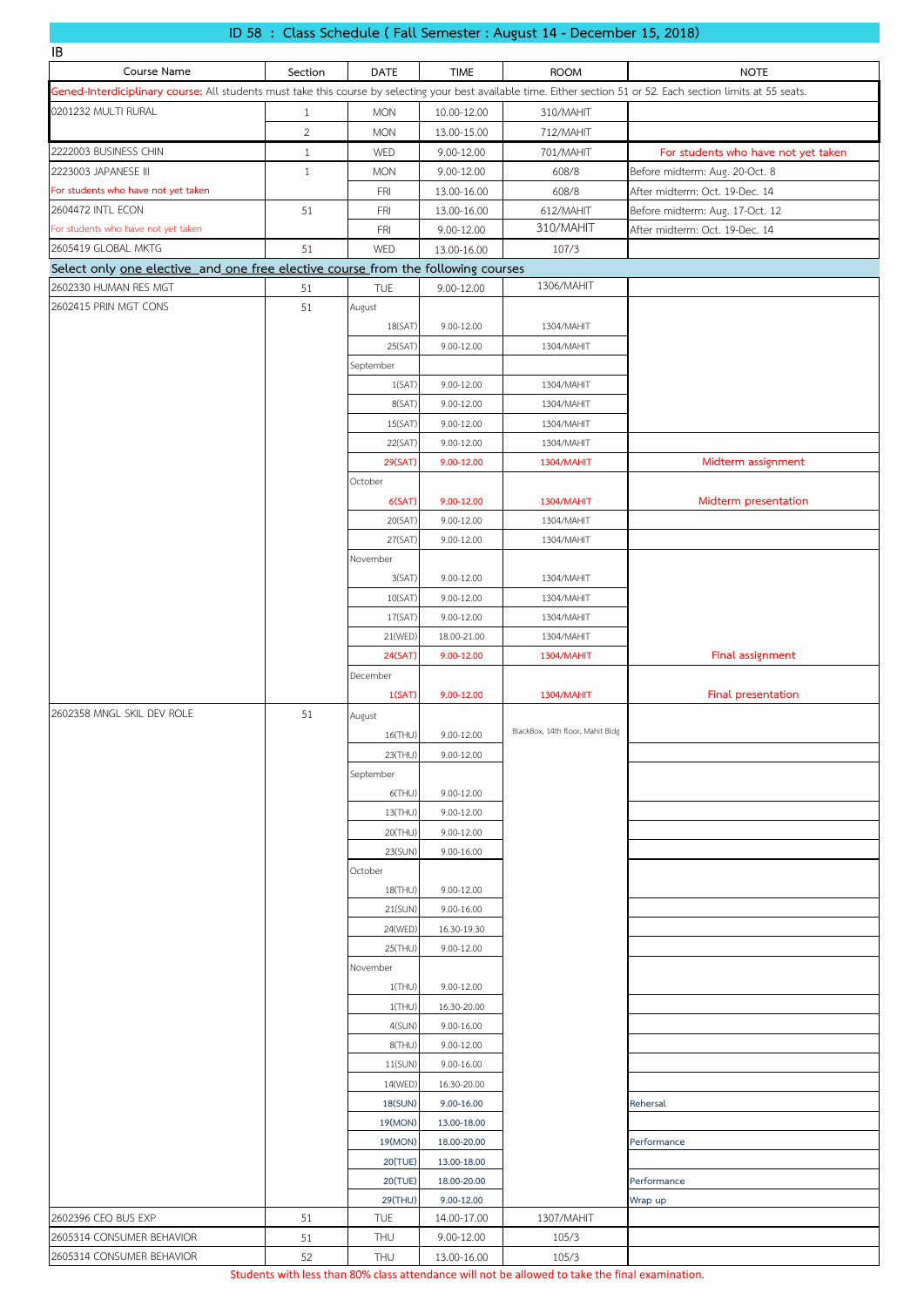## ID 58 : Class Schedule ( Fall Semester : August 14 - December 15, 2018)

IB

| Course Name | Section | DATE | TIME | ROOM | NOTE |
|---|---|---|---|---|---|
| Gened-Interdiciplinary course: All students must take this course by selecting your best available time. Either section 51 or 52. Each section limits at 55 seats. | | | | | |
| 0201232 MULTI RURAL | 1 | MON | 10.00-12.00 | 310/MAHIT | |
| | 2 | MON | 13.00-15.00 | 712/MAHIT | |
| 2222003 BUSINESS CHIN | 1 | WED | 9.00-12.00 | 701/MAHIT | For students who have not yet taken |
| 2223003 JAPANESE III | 1 | MON | 9.00-12.00 | 608/8 | Before midterm: Aug. 20-Oct. 8 |
| For students who have not yet taken | | FRI | 13.00-16.00 | 608/8 | After midterm: Oct. 19-Dec. 14 |
| 2604472 INTL ECON | 51 | FRI | 13.00-16.00 | 612/MAHIT | Before midterm: Aug. 17-Oct. 12 |
| For students who have not yet taken | | FRI | 9.00-12.00 | 310/MAHIT | After midterm: Oct. 19-Dec. 14 |
| 2605419 GLOBAL MKTG | 51 | WED | 13.00-16.00 | 107/3 | |
| Select only one elective and one free elective course from the following courses | | | | | |
| 2602330 HUMAN RES MGT | 51 | TUE | 9.00-12.00 | 1306/MAHIT | |
| 2602415 PRIN MGT CONS | 51 | August | | | |
| | | 18(SAT) | 9.00-12.00 | 1304/MAHIT | |
| | | 25(SAT) | 9.00-12.00 | 1304/MAHIT | |
| | | September | | | |
| | | 1(SAT) | 9.00-12.00 | 1304/MAHIT | |
| | | 8(SAT) | 9.00-12.00 | 1304/MAHIT | |
| | | 15(SAT) | 9.00-12.00 | 1304/MAHIT | |
| | | 22(SAT) | 9.00-12.00 | 1304/MAHIT | |
| | | 29(SAT) | 9.00-12.00 | 1304/MAHIT | Midterm assignment |
| | | October | | | |
| | | 6(SAT) | 9.00-12.00 | 1304/MAHIT | Midterm presentation |
| | | 20(SAT) | 9.00-12.00 | 1304/MAHIT | |
| | | 27(SAT) | 9.00-12.00 | 1304/MAHIT | |
| | | November | | | |
| | | 3(SAT) | 9.00-12.00 | 1304/MAHIT | |
| | | 10(SAT) | 9.00-12.00 | 1304/MAHIT | |
| | | 17(SAT) | 9.00-12.00 | 1304/MAHIT | |
| | | 21(WED) | 18.00-21.00 | 1304/MAHIT | |
| | | 24(SAT) | 9.00-12.00 | 1304/MAHIT | Final assignment |
| | | December | | | |
| | | 1(SAT) | 9.00-12.00 | 1304/MAHIT | Final presentation |
| 2602358 MNGL SKIL DEV ROLE | 51 | August | | BlackBox, 14th floor, Mahit Bldg | |
| | | 16(THU) | 9.00-12.00 | | |
| | | 23(THU) | 9.00-12.00 | | |
| | | September | | | |
| | | 6(THU) | 9.00-12.00 | | |
| | | 13(THU) | 9.00-12.00 | | |
| | | 20(THU) | 9.00-12.00 | | |
| | | 23(SUN) | 9.00-16.00 | | |
| | | October | | | |
| | | 18(THU) | 9.00-12.00 | | |
| | | 21(SUN) | 9.00-16.00 | | |
| | | 24(WED) | 16.30-19.30 | | |
| | | 25(THU) | 9.00-12.00 | | |
| | | November | | | |
| | | 1(THU) | 9.00-12.00 | | |
| | | 1(THU) | 16.30-20.00 | | |
| | | 4(SUN) | 9.00-16.00 | | |
| | | 8(THU) | 9.00-12.00 | | |
| | | 11(SUN) | 9.00-16.00 | | |
| | | 14(WED) | 16.30-20.00 | | |
| | | 18(SUN) | 9.00-16.00 | | Rehersal |
| | | 19(MON) | 13.00-18.00 | | |
| | | 19(MON) | 18.00-20.00 | | Performance |
| | | 20(TUE) | 13.00-18.00 | | |
| | | 20(TUE) | 18.00-20.00 | | Performance |
| | | 29(THU) | 9.00-12.00 | | Wrap up |
| 2602396 CEO BUS EXP | 51 | TUE | 14.00-17.00 | 1307/MAHIT | |
| 2605314 CONSUMER BEHAVIOR | 51 | THU | 9.00-12.00 | 105/3 | |
| 2605314 CONSUMER BEHAVIOR | 52 | THU | 13.00-16.00 | 105/3 | |

Students with less than 80% class attendance will not be allowed to take the final examination.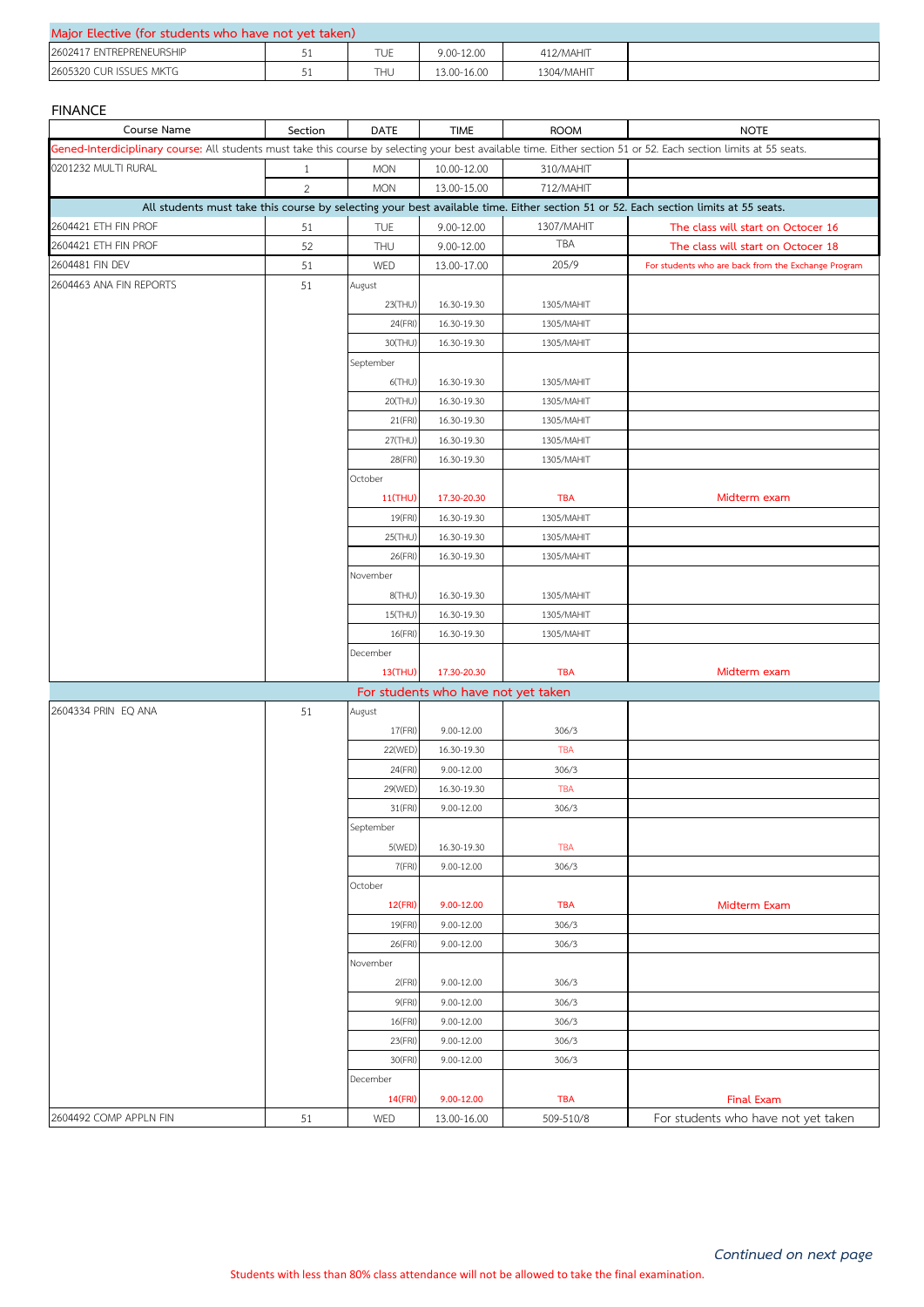| Major Elective (for students who have not yet taken) | | | | | |
|---|---|---|---|---|---|
| 2602417 ENTREPRENEURSHIP | 51 | TUE | 9.00-12.00 | 412/MAHIT | |
| 2605320 CUR ISSUES MKTG | 51 | THU | 13.00-16.00 | 1304/MAHIT | |

## FINANCE

| Course Name | Section | DATE | TIME | ROOM | NOTE |
|---|---|---|---|---|---|
| Gened-Interdiciplinary course: All students must take this course by selecting your best available time. Either section 51 or 52. Each section limits at 55 seats. | | | | | |
| 0201232 MULTI RURAL | 1 | MON | 10.00-12.00 | 310/MAHIT | |
| | 2 | MON | 13.00-15.00 | 712/MAHIT | |
| All students must take this course by selecting your best available time. Either section 51 or 52. Each section limits at 55 seats. | | | | | |
| 2604421 ETH FIN PROF | 51 | TUE | 9.00-12.00 | 1307/MAHIT | The class will start on Octocer 16 |
| 2604421 ETH FIN PROF | 52 | THU | 9.00-12.00 | TBA | The class will start on Octocer 18 |
| 2604481 FIN DEV | 51 | WED | 13.00-17.00 | 205/9 | For students who are back from the Exchange Program |
| 2604463 ANA FIN REPORTS | 51 | August | | | |
| | | 23(THU) | 16.30-19.30 | 1305/MAHIT | |
| | | 24(FRI) | 16.30-19.30 | 1305/MAHIT | |
| | | 30(THU) | 16.30-19.30 | 1305/MAHIT | |
| | | September | | | |
| | | 6(THU) | 16.30-19.30 | 1305/MAHIT | |
| | | 20(THU) | 16.30-19.30 | 1305/MAHIT | |
| | | 21(FRI) | 16.30-19.30 | 1305/MAHIT | |
| | | 27(THU) | 16.30-19.30 | 1305/MAHIT | |
| | | 28(FRI) | 16.30-19.30 | 1305/MAHIT | |
| | | October | | | |
| | | 11(THU) | 17.30-20.30 | TBA | Midterm exam |
| | | 19(FRI) | 16.30-19.30 | 1305/MAHIT | |
| | | 25(THU) | 16.30-19.30 | 1305/MAHIT | |
| | | 26(FRI) | 16.30-19.30 | 1305/MAHIT | |
| | | November | | | |
| | | 8(THU) | 16.30-19.30 | 1305/MAHIT | |
| | | 15(THU) | 16.30-19.30 | 1305/MAHIT | |
| | | 16(FRI) | 16.30-19.30 | 1305/MAHIT | |
| | | December | | | |
| | | 13(THU) | 17.30-20.30 | TBA | Midterm exam |
| For students who have not yet taken | | | | | |
| 2604334 PRIN EQ ANA | 51 | August | | | |
| | | 17(FRI) | 9.00-12.00 | 306/3 | |
| | | 22(WED) | 16.30-19.30 | TBA | |
| | | 24(FRI) | 9.00-12.00 | 306/3 | |
| | | 29(WED) | 16.30-19.30 | TBA | |
| | | 31(FRI) | 9.00-12.00 | 306/3 | |
| | | September | | | |
| | | 5(WED) | 16.30-19.30 | TBA | |
| | | 7(FRI) | 9.00-12.00 | 306/3 | |
| | | October | | | |
| | | 12(FRI) | 9.00-12.00 | TBA | Midterm Exam |
| | | 19(FRI) | 9.00-12.00 | 306/3 | |
| | | 26(FRI) | 9.00-12.00 | 306/3 | |
| | | November | | | |
| | | 2(FRI) | 9.00-12.00 | 306/3 | |
| | | 9(FRI) | 9.00-12.00 | 306/3 | |
| | | 16(FRI) | 9.00-12.00 | 306/3 | |
| | | 23(FRI) | 9.00-12.00 | 306/3 | |
| | | 30(FRI) | 9.00-12.00 | 306/3 | |
| | | December | | | |
| | | 14(FRI) | 9.00-12.00 | TBA | Final Exam |
| 2604492 COMP APPLN FIN | 51 | WED | 13.00-16.00 | 509-510/8 | For students who have not yet taken |

*Continued on next page*

Students with less than 80% class attendance will not be allowed to take the final examination.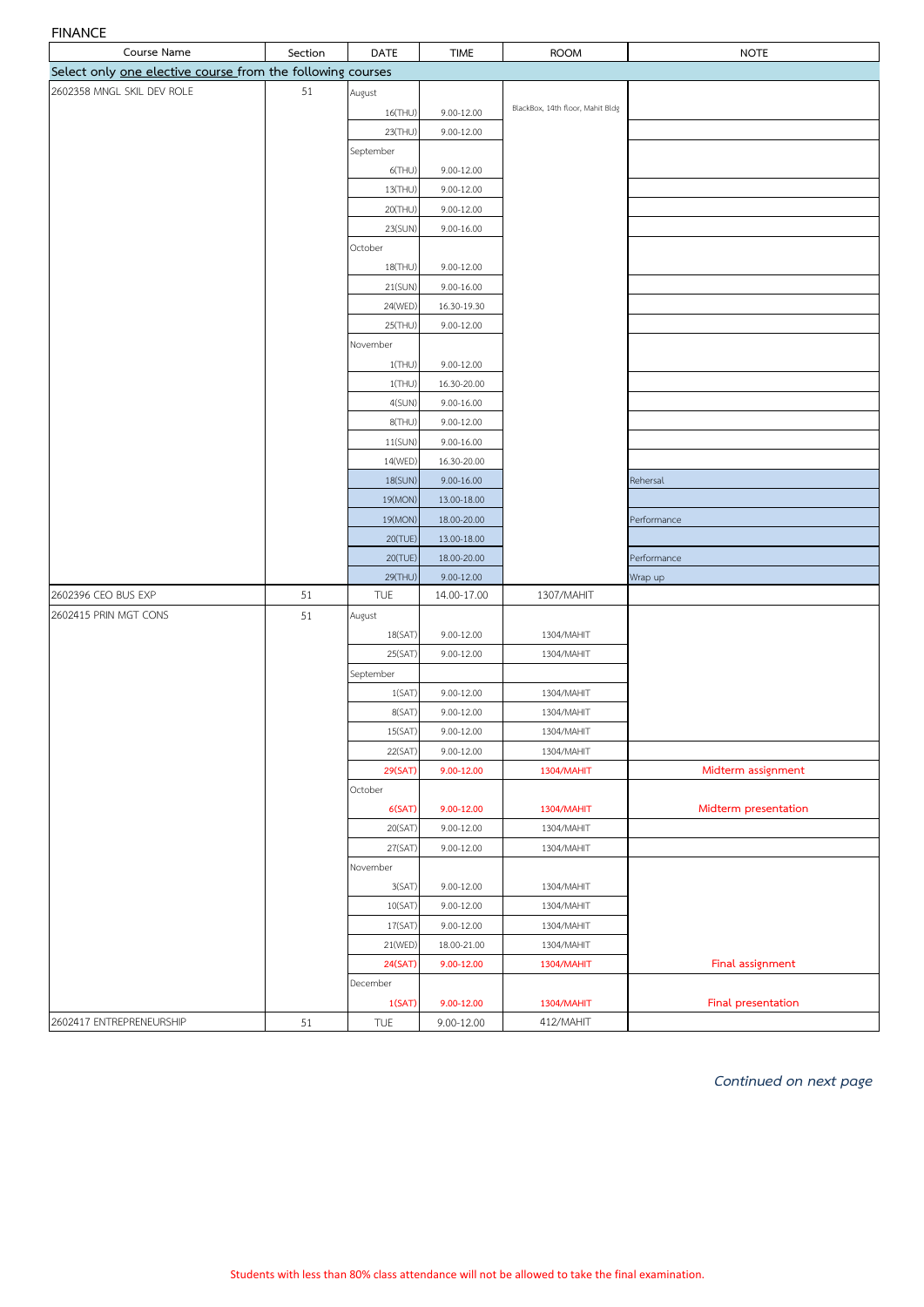FINANCE

| Course Name | Section | DATE | TIME | ROOM | NOTE |
|---|---|---|---|---|---|
| Select only one elective course from the following courses | | | | | |
| 2602358 MNGL SKIL DEV ROLE | 51 | August | | BlackBox, 14th floor, Mahit Bldg | |
| | | 16(THU) | 9.00-12.00 | | |
| | | 23(THU) | 9.00-12.00 | | |
| | | September | | | |
| | | 6(THU) | 9.00-12.00 | | |
| | | 13(THU) | 9.00-12.00 | | |
| | | 20(THU) | 9.00-12.00 | | |
| | | 23(SUN) | 9.00-16.00 | | |
| | | October | | | |
| | | 18(THU) | 9.00-12.00 | | |
| | | 21(SUN) | 9.00-16.00 | | |
| | | 24(WED) | 16.30-19.30 | | |
| | | 25(THU) | 9.00-12.00 | | |
| | | November | | | |
| | | 1(THU) | 9.00-12.00 | | |
| | | 1(THU) | 16.30-20.00 | | |
| | | 4(SUN) | 9.00-16.00 | | |
| | | 8(THU) | 9.00-12.00 | | |
| | | 11(SUN) | 9.00-16.00 | | |
| | | 14(WED) | 16.30-20.00 | | |
| | | 18(SUN) | 9.00-16.00 | | Rehersal |
| | | 19(MON) | 13.00-18.00 | | |
| | | 19(MON) | 18.00-20.00 | | Performance |
| | | 20(TUE) | 13.00-18.00 | | |
| | | 20(TUE) | 18.00-20.00 | | Performance |
| | | 29(THU) | 9.00-12.00 | | Wrap up |
| 2602396 CEO BUS EXP | 51 | TUE | 14.00-17.00 | 1307/MAHIT | |
| 2602415 PRIN MGT CONS | 51 | August | | | |
| | | 18(SAT) | 9.00-12.00 | 1304/MAHIT | |
| | | 25(SAT) | 9.00-12.00 | 1304/MAHIT | |
| | | September | | | |
| | | 1(SAT) | 9.00-12.00 | 1304/MAHIT | |
| | | 8(SAT) | 9.00-12.00 | 1304/MAHIT | |
| | | 15(SAT) | 9.00-12.00 | 1304/MAHIT | |
| | | 22(SAT) | 9.00-12.00 | 1304/MAHIT | |
| | | 29(SAT) | 9.00-12.00 | 1304/MAHIT | Midterm assignment |
| | | October | | | |
| | | 6(SAT) | 9.00-12.00 | 1304/MAHIT | Midterm presentation |
| | | 20(SAT) | 9.00-12.00 | 1304/MAHIT | |
| | | 27(SAT) | 9.00-12.00 | 1304/MAHIT | |
| | | November | | | |
| | | 3(SAT) | 9.00-12.00 | 1304/MAHIT | |
| | | 10(SAT) | 9.00-12.00 | 1304/MAHIT | |
| | | 17(SAT) | 9.00-12.00 | 1304/MAHIT | |
| | | 21(WED) | 18.00-21.00 | 1304/MAHIT | |
| | | 24(SAT) | 9.00-12.00 | 1304/MAHIT | Final assignment |
| | | December | | | |
| | | 1(SAT) | 9.00-12.00 | 1304/MAHIT | Final presentation |
| 2602417 ENTREPRENEURSHIP | 51 | TUE | 9.00-12.00 | 412/MAHIT | |

*Continued on next page*

Students with less than 80% class attendance will not be allowed to take the final examination.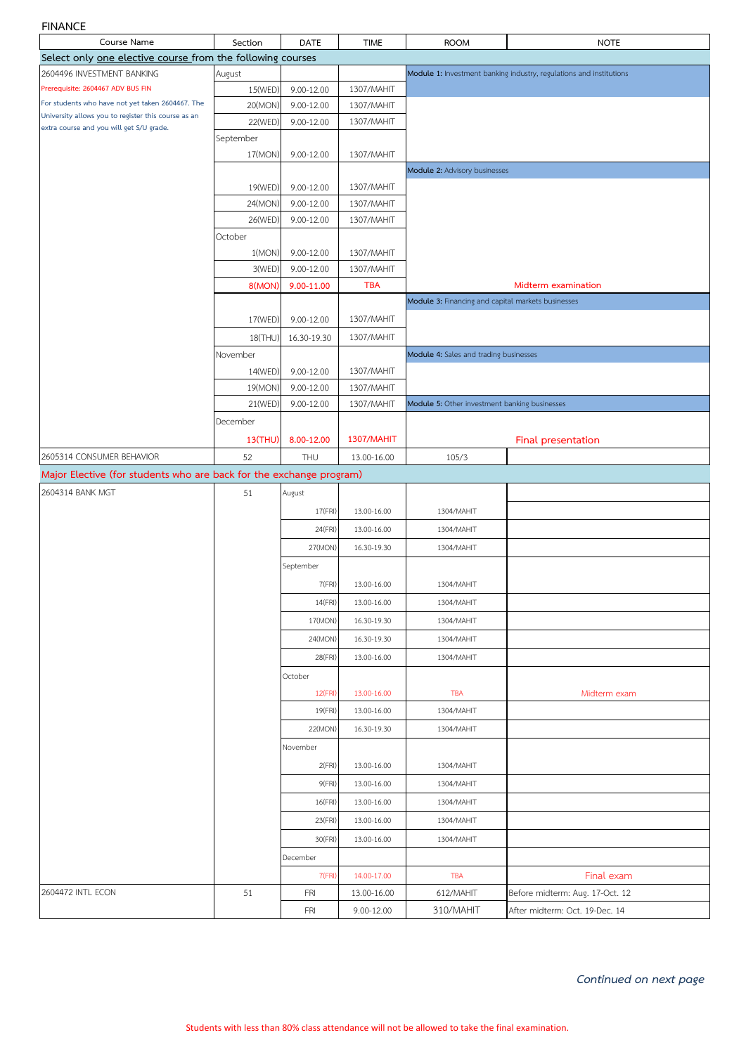FINANCE

| Course Name | Section | DATE | TIME | ROOM | NOTE |
|---|---|---|---|---|---|
| Select only one elective course from the following courses | | | | | |
| 2604496 INVESTMENT BANKING | August | | | Module 1: Investment banking industry, regulations and institutions | |
| Prerequisite: 2604467 ADV BUS FIN | 15(WED) | 9.00-12.00 | 1307/MAHIT | | |
| For students who have not yet taken 2604467. The University allows you to register this course as an extra course and you will get S/U grade. | 20(MON) | 9.00-12.00 | 1307/MAHIT | | |
| | 22(WED) | 9.00-12.00 | 1307/MAHIT | | |
| | September | | | | |
| | 17(MON) | 9.00-12.00 | 1307/MAHIT | | |
| | | | | Module 2: Advisory businesses | |
| | 19(WED) | 9.00-12.00 | 1307/MAHIT | | |
| | 24(MON) | 9.00-12.00 | 1307/MAHIT | | |
| | 26(WED) | 9.00-12.00 | 1307/MAHIT | | |
| | October | | | | |
| | 1(MON) | 9.00-12.00 | 1307/MAHIT | | |
| | 3(WED) | 9.00-12.00 | 1307/MAHIT | | |
| | 8(MON) | 9.00-11.00 | TBA | Midterm examination | |
| | | | | Module 3: Financing and capital markets businesses | |
| | 17(WED) | 9.00-12.00 | 1307/MAHIT | | |
| | 18(THU) | 16.30-19.30 | 1307/MAHIT | | |
| | November | | | Module 4: Sales and trading businesses | |
| | 14(WED) | 9.00-12.00 | 1307/MAHIT | | |
| | 19(MON) | 9.00-12.00 | 1307/MAHIT | | |
| | 21(WED) | 9.00-12.00 | 1307/MAHIT | Module 5: Other investment banking businesses | |
| | December | | | | |
| | 13(THU) | 8.00-12.00 | 1307/MAHIT | Final presentation | |
| 2605314 CONSUMER BEHAVIOR | 52 | THU | 13.00-16.00 | 105/3 | |
| Major Elective (for students who are back for the exchange program) | | | | | |
| 2604314 BANK MGT | 51 | August | | | |
| | | 17(FRI) | 13.00-16.00 | 1304/MAHIT | |
| | | 24(FRI) | 13.00-16.00 | 1304/MAHIT | |
| | | 27(MON) | 16.30-19.30 | 1304/MAHIT | |
| | | September | | | |
| | | 7(FRI) | 13.00-16.00 | 1304/MAHIT | |
| | | 14(FRI) | 13.00-16.00 | 1304/MAHIT | |
| | | 17(MON) | 16.30-19.30 | 1304/MAHIT | |
| | | 24(MON) | 16.30-19.30 | 1304/MAHIT | |
| | | 28(FRI) | 13.00-16.00 | 1304/MAHIT | |
| | | October | | | |
| | | 12(FRI) | 13.00-16.00 | TBA | Midterm exam |
| | | 19(FRI) | 13.00-16.00 | 1304/MAHIT | |
| | | 22(MON) | 16.30-19.30 | 1304/MAHIT | |
| | | November | | | |
| | | 2(FRI) | 13.00-16.00 | 1304/MAHIT | |
| | | 9(FRI) | 13.00-16.00 | 1304/MAHIT | |
| | | 16(FRI) | 13.00-16.00 | 1304/MAHIT | |
| | | 23(FRI) | 13.00-16.00 | 1304/MAHIT | |
| | | 30(FRI) | 13.00-16.00 | 1304/MAHIT | |
| | | December | | | |
| | | 7(FRI) | 14.00-17.00 | TBA | Final exam |
| 2604472 INTL ECON | 51 | FRI | 13.00-16.00 | 612/MAHIT | Before midterm: Aug. 17-Oct. 12 |
| | | FRI | 9.00-12.00 | 310/MAHIT | After midterm: Oct. 19-Dec. 14 |

*Continued on next page*

Students with less than 80% class attendance will not be allowed to take the final examination.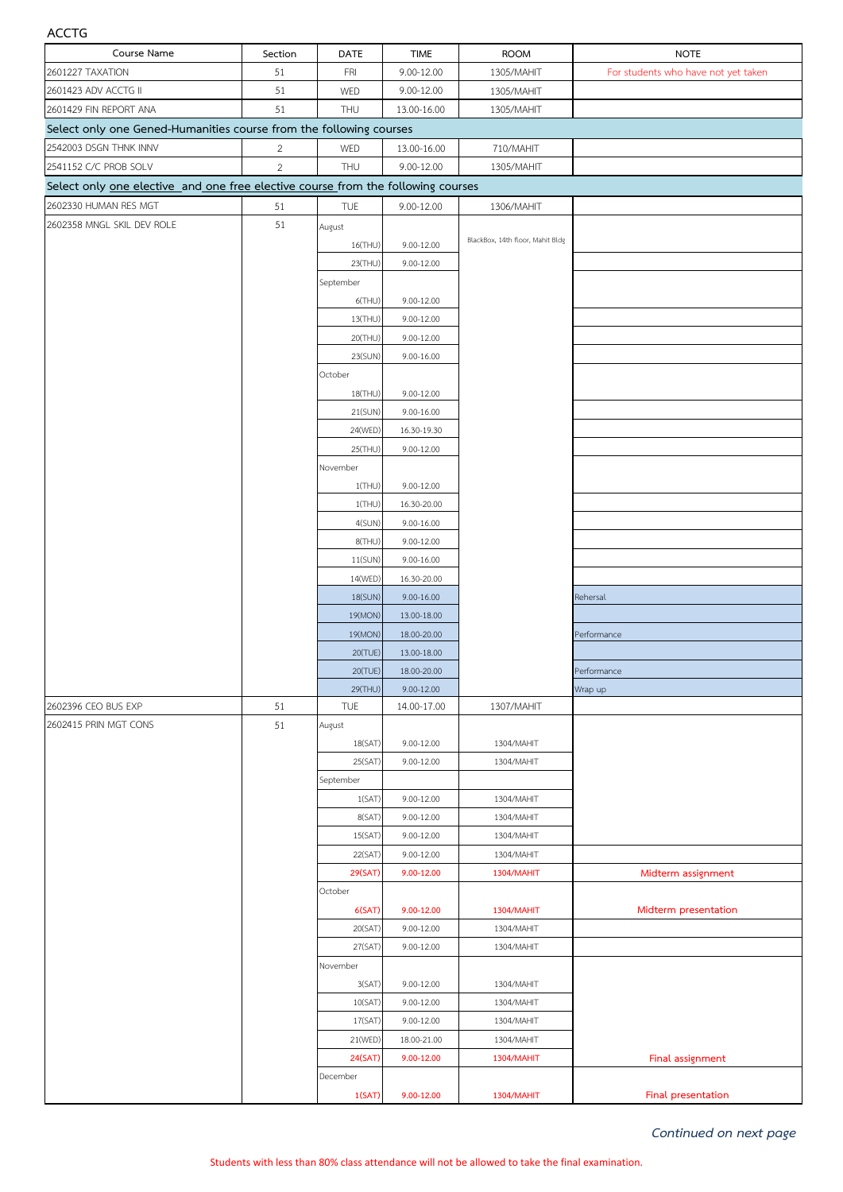ACCTG

| Course Name | Section | DATE | TIME | ROOM | NOTE |
| --- | --- | --- | --- | --- | --- |
| 2601227 TAXATION | 51 | FRI | 9.00-12.00 | 1305/MAHIT | For students who have not yet taken |
| 2601423 ADV ACCTG II | 51 | WED | 9.00-12.00 | 1305/MAHIT | |
| 2601429 FIN REPORT ANA | 51 | THU | 13.00-16.00 | 1305/MAHIT | |
| Select only one Gened-Humanities course from the following courses | | | | | |
| 2542003 DSGN THNK INNV | 2 | WED | 13.00-16.00 | 710/MAHIT | |
| 2541152 C/C PROB SOLV | 2 | THU | 9.00-12.00 | 1305/MAHIT | |
| Select only one elective and one free elective course from the following courses | | | | | |
| 2602330 HUMAN RES MGT | 51 | TUE | 9.00-12.00 | 1306/MAHIT | |
| 2602358 MNGL SKIL DEV ROLE | 51 | August | | BlackBox, 14th floor, Mahit Bldg | |
| | | 16(THU) | 9.00-12.00 | | |
| | | 23(THU) | 9.00-12.00 | | |
| | | September | | | |
| | | 6(THU) | 9.00-12.00 | | |
| | | 13(THU) | 9.00-12.00 | | |
| | | 20(THU) | 9.00-12.00 | | |
| | | 23(SUN) | 9.00-16.00 | | |
| | | October | | | |
| | | 18(THU) | 9.00-12.00 | | |
| | | 21(SUN) | 9.00-16.00 | | |
| | | 24(WED) | 16.30-19.30 | | |
| | | 25(THU) | 9.00-12.00 | | |
| | | November | | | |
| | | 1(THU) | 9.00-12.00 | | |
| | | 1(THU) | 16.30-20.00 | | |
| | | 4(SUN) | 9.00-16.00 | | |
| | | 8(THU) | 9.00-12.00 | | |
| | | 11(SUN) | 9.00-16.00 | | |
| | | 14(WED) | 16.30-20.00 | | |
| | | 18(SUN) | 9.00-16.00 | | Rehersal |
| | | 19(MON) | 13.00-18.00 | | |
| | | 19(MON) | 18.00-20.00 | | Performance |
| | | 20(TUE) | 13.00-18.00 | | |
| | | 20(TUE) | 18.00-20.00 | | Performance |
| | | 29(THU) | 9.00-12.00 | | Wrap up |
| 2602396 CEO BUS EXP | 51 | TUE | 14.00-17.00 | 1307/MAHIT | |
| 2602415 PRIN MGT CONS | 51 | August | | | |
| | | 18(SAT) | 9.00-12.00 | 1304/MAHIT | |
| | | 25(SAT) | 9.00-12.00 | 1304/MAHIT | |
| | | September | | | |
| | | 1(SAT) | 9.00-12.00 | 1304/MAHIT | |
| | | 8(SAT) | 9.00-12.00 | 1304/MAHIT | |
| | | 15(SAT) | 9.00-12.00 | 1304/MAHIT | |
| | | 22(SAT) | 9.00-12.00 | 1304/MAHIT | |
| | | 29(SAT) | 9.00-12.00 | 1304/MAHIT | Midterm assignment |
| | | October | | | |
| | | 6(SAT) | 9.00-12.00 | 1304/MAHIT | Midterm presentation |
| | | 20(SAT) | 9.00-12.00 | 1304/MAHIT | |
| | | 27(SAT) | 9.00-12.00 | 1304/MAHIT | |
| | | November | | | |
| | | 3(SAT) | 9.00-12.00 | 1304/MAHIT | |
| | | 10(SAT) | 9.00-12.00 | 1304/MAHIT | |
| | | 17(SAT) | 9.00-12.00 | 1304/MAHIT | |
| | | 21(WED) | 18.00-21.00 | 1304/MAHIT | |
| | | 24(SAT) | 9.00-12.00 | 1304/MAHIT | Final assignment |
| | | December | | | |
| | | 1(SAT) | 9.00-12.00 | 1304/MAHIT | Final presentation |

*Continued on next page*

Students with less than 80% class attendance will not be allowed to take the final examination.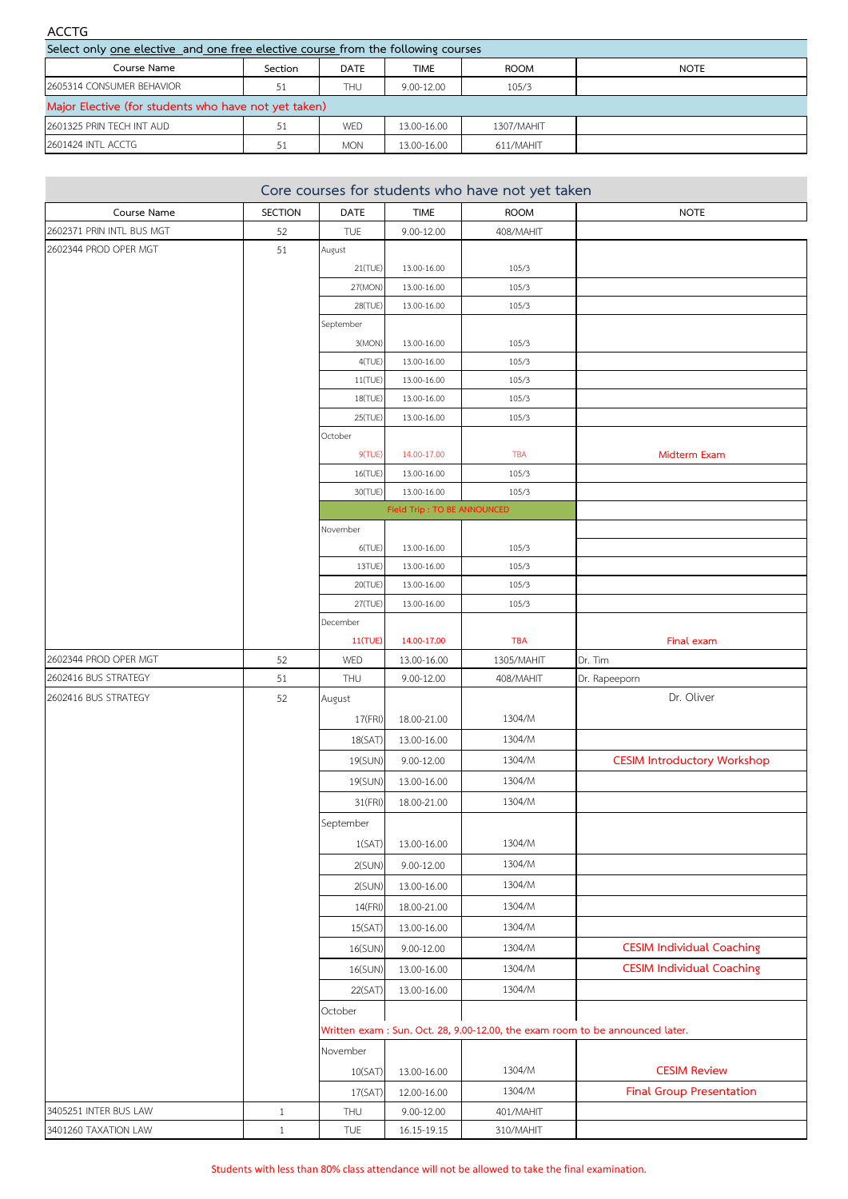ACCTG

| Select only one elective and one free elective course from the following courses | | | | | |
|---|---|---|---|---|---|
| Course Name | Section | DATE | TIME | ROOM | NOTE |
| 2605314 CONSUMER BEHAVIOR | 51 | THU | 9.00-12.00 | 105/3 | |
| Major Elective (for students who have not yet taken) | | | | | |
| 2601325 PRIN TECH INT AUD | 51 | WED | 13.00-16.00 | 1307/MAHIT | |
| 2601424 INTL ACCTG | 51 | MON | 13.00-16.00 | 611/MAHIT | |

## Core courses for students who have not yet taken

| Course Name | SECTION | DATE | TIME | ROOM | NOTE |
|---|---|---|---|---|---|
| 2602371 PRIN INTL BUS MGT | 52 | TUE | 9.00-12.00 | 408/MAHIT | |
| 2602344 PROD OPER MGT | 51 | August | | | |
| | | 21(TUE) | 13.00-16.00 | 105/3 | |
| | | 27(MON) | 13.00-16.00 | 105/3 | |
| | | 28(TUE) | 13.00-16.00 | 105/3 | |
| | | September | | | |
| | | 3(MON) | 13.00-16.00 | 105/3 | |
| | | 4(TUE) | 13.00-16.00 | 105/3 | |
| | | 11(TUE) | 13.00-16.00 | 105/3 | |
| | | 18(TUE) | 13.00-16.00 | 105/3 | |
| | | 25(TUE) | 13.00-16.00 | 105/3 | |
| | | October | | | |
| | | 9(TUE) | 14.00-17.00 | TBA | Midterm Exam |
| | | 16(TUE) | 13.00-16.00 | 105/3 | |
| | | 30(TUE) | 13.00-16.00 | 105/3 | |
| | | Field Trip : TO BE ANNOUNCED | | | |
| | | November | | | |
| | | 6(TUE) | 13.00-16.00 | 105/3 | |
| | | 13TUE) | 13.00-16.00 | 105/3 | |
| | | 20(TUE) | 13.00-16.00 | 105/3 | |
| | | 27(TUE) | 13.00-16.00 | 105/3 | |
| | | December | | | |
| | | 11(TUE) | 14.00-17.00 | TBA | Final exam |
| 2602344 PROD OPER MGT | 52 | WED | 13.00-16.00 | 1305/MAHIT | Dr. Tim |
| 2602416 BUS STRATEGY | 51 | THU | 9.00-12.00 | 408/MAHIT | Dr. Rapeeporn |
| 2602416 BUS STRATEGY | 52 | August | | | Dr. Oliver |
| | | 17(FRI) | 18.00-21.00 | 1304/M | |
| | | 18(SAT) | 13.00-16.00 | 1304/M | |
| | | 19(SUN) | 9.00-12.00 | 1304/M | CESIM Introductory Workshop |
| | | 19(SUN) | 13.00-16.00 | 1304/M | |
| | | 31(FRI) | 18.00-21.00 | 1304/M | |
| | | September | | | |
| | | 1(SAT) | 13.00-16.00 | 1304/M | |
| | | 2(SUN) | 9.00-12.00 | 1304/M | |
| | | 2(SUN) | 13.00-16.00 | 1304/M | |
| | | 14(FRI) | 18.00-21.00 | 1304/M | |
| | | 15(SAT) | 13.00-16.00 | 1304/M | |
| | | 16(SUN) | 9.00-12.00 | 1304/M | CESIM Individual Coaching |
| | | 16(SUN) | 13.00-16.00 | 1304/M | CESIM Individual Coaching |
| | | 22(SAT) | 13.00-16.00 | 1304/M | |
| | | October | | | |
| | | Written exam : Sun. Oct. 28, 9.00-12.00, the exam room to be announced later. | | | |
| | | November | | | |
| | | 10(SAT) | 13.00-16.00 | 1304/M | CESIM Review |
| | | 17(SAT) | 12.00-16.00 | 1304/M | Final Group Presentation |
| 3405251 INTER BUS LAW | 1 | THU | 9.00-12.00 | 401/MAHIT | |
| 3401260 TAXATION LAW | 1 | TUE | 16.15-19.15 | 310/MAHIT | |

Students with less than 80% class attendance will not be allowed to take the final examination.